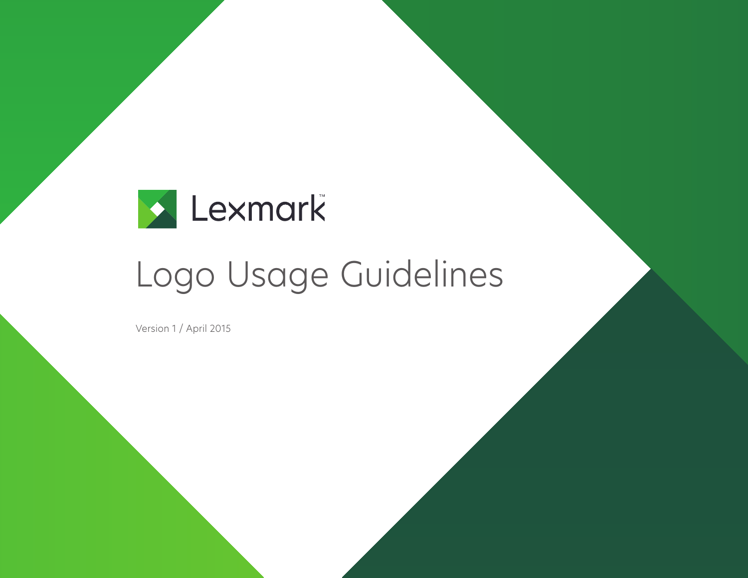Lexmark™

# Logo Usage Guidelines

Version 1 / April 2015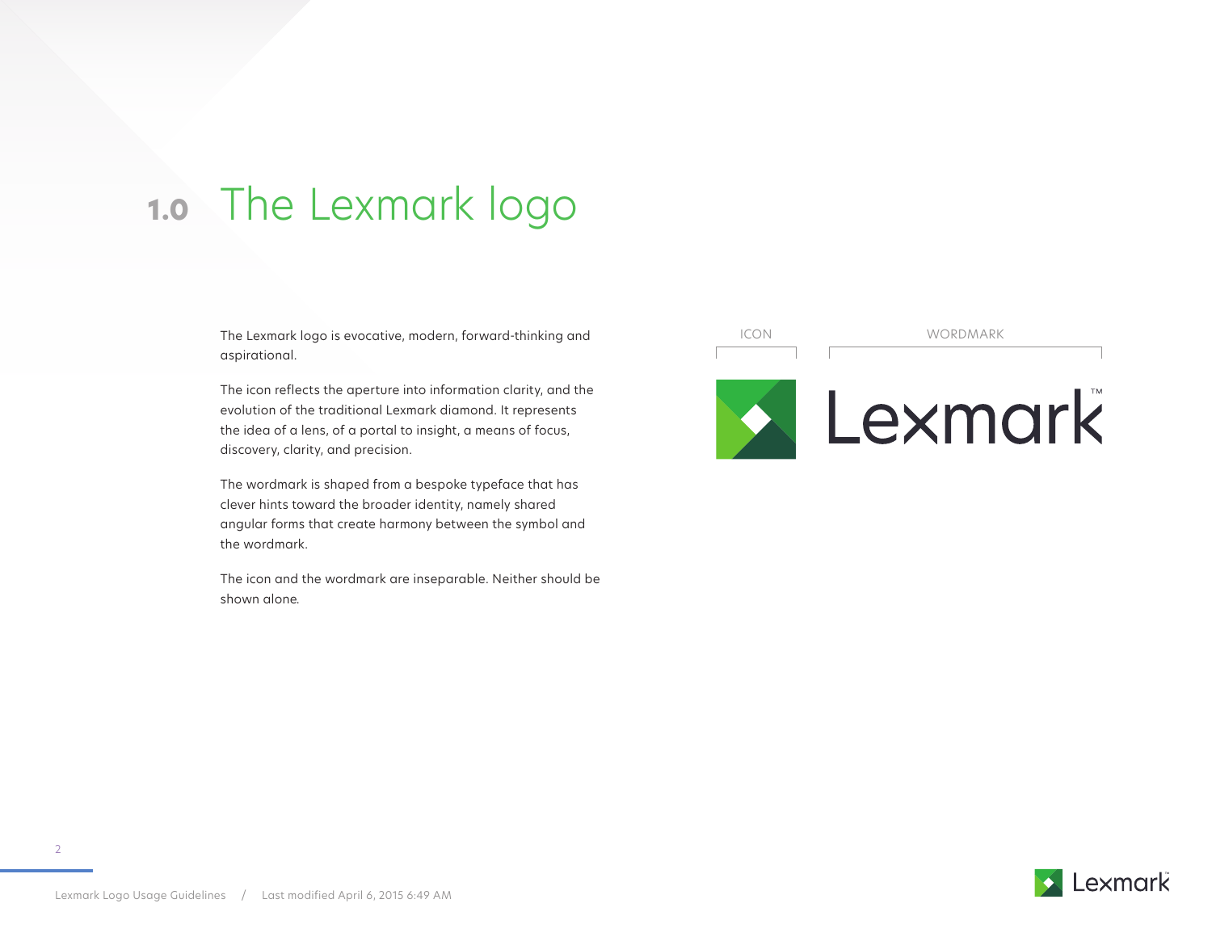# 1.0 The Lexmark logo

The Lexmark logo is evocative, modern, forward-thinking and aspirational.

The icon reflects the aperture into information clarity, and the evolution of the traditional Lexmark diamond. It represents the idea of a lens, of a portal to insight, a means of focus, discovery, clarity, and precision.

The wordmark is shaped from a bespoke typeface that has clever hints toward the broader identity, namely shared angular forms that create harmony between the symbol and the wordmark.

The icon and the wordmark are inseparable. Neither should be shown alone.

ICON

WORDMARK

Lexmark™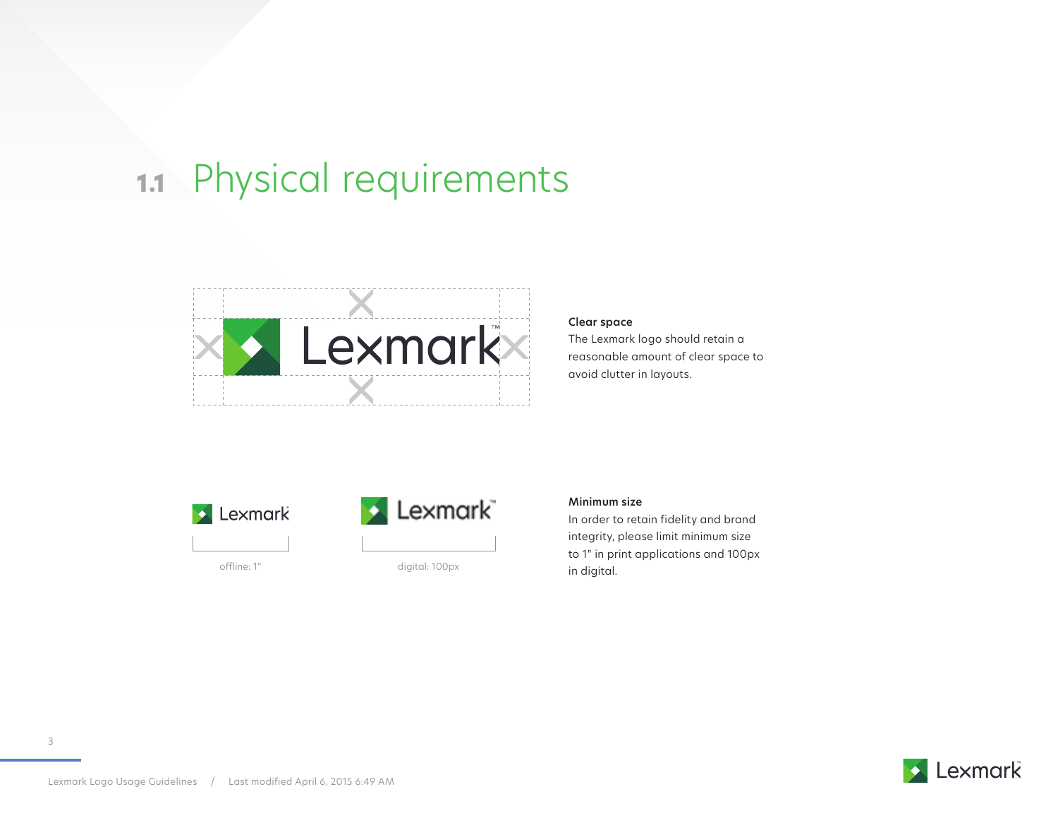# 1.1 Physical requirements

**Clear space**
The Lexmark logo should retain a reasonable amount of clear space to avoid clutter in layouts.

offline: 1"

digital: 100px

**Minimum size**
In order to retain fidelity and brand integrity, please limit minimum size to 1" in print applications and 100px in digital.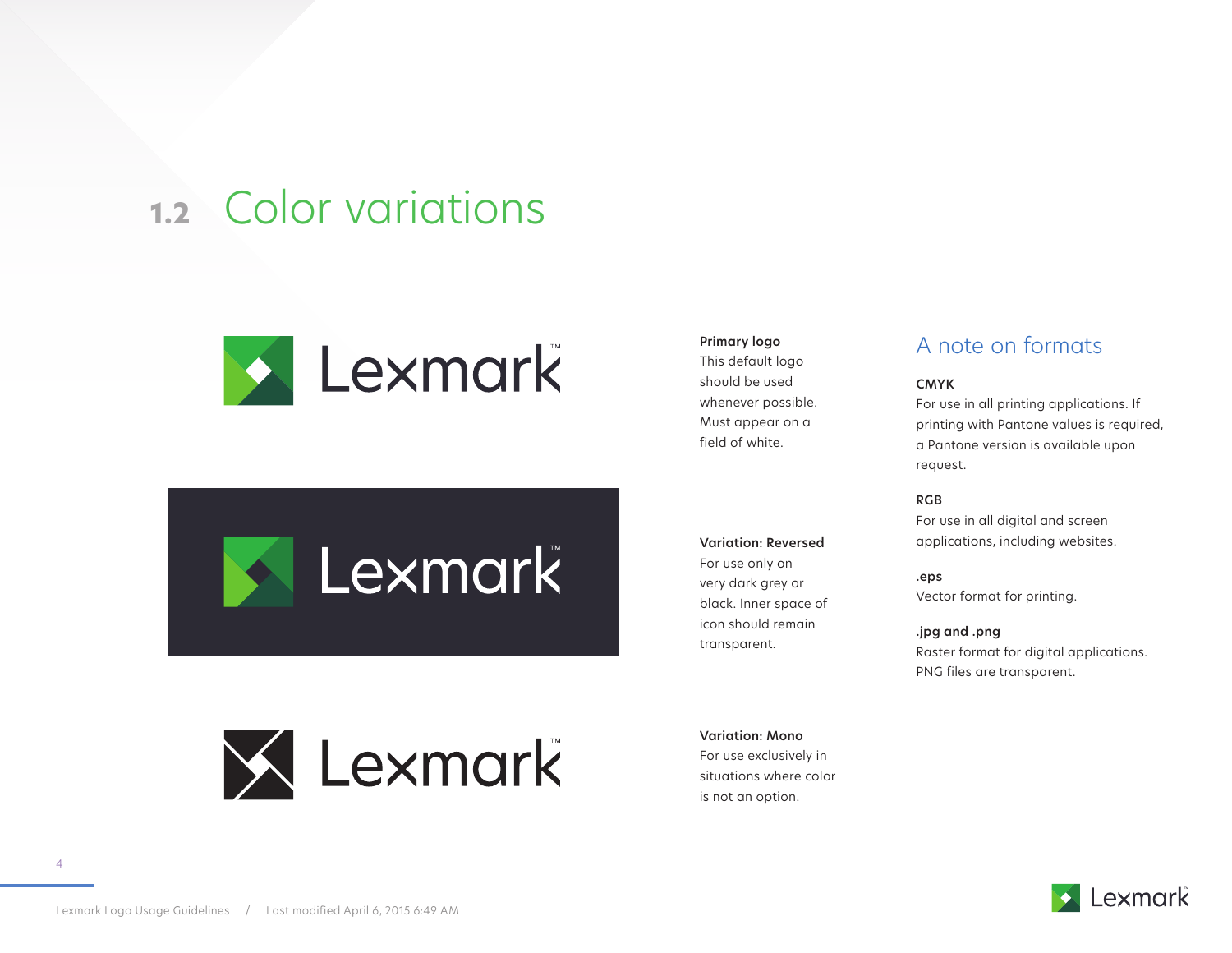# 1.2 Color variations

**Primary logo**
This default logo should be used whenever possible. Must appear on a field of white.

**Variation: Reversed**
For use only on very dark grey or black. Inner space of icon should remain transparent.

**Variation: Mono**
For use exclusively in situations where color is not an option.

## A note on formats

**CMYK**
For use in all printing applications. If printing with Pantone values is required, a Pantone version is available upon request.

**RGB**
For use in all digital and screen applications, including websites.

**.eps**
Vector format for printing.

**.jpg and .png**
Raster format for digital applications. PNG files are transparent.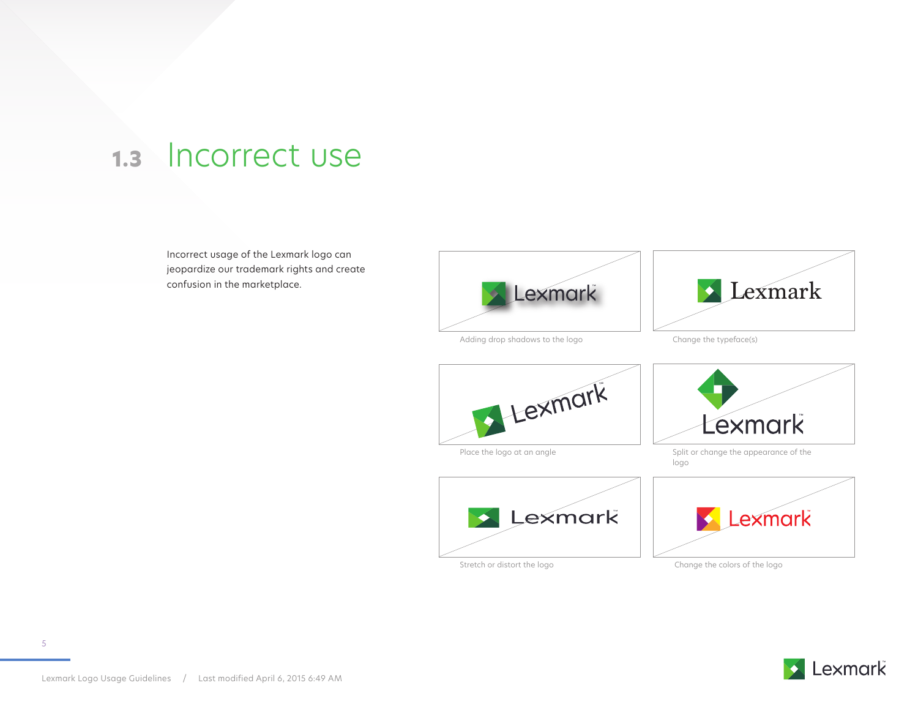# 1.3 Incorrect use

Incorrect usage of the Lexmark logo can jeopardize our trademark rights and create confusion in the marketplace.

Adding drop shadows to the logo

Change the typeface(s)

Place the logo at an angle

Split or change the appearance of the logo

Stretch or distort the logo

Change the colors of the logo